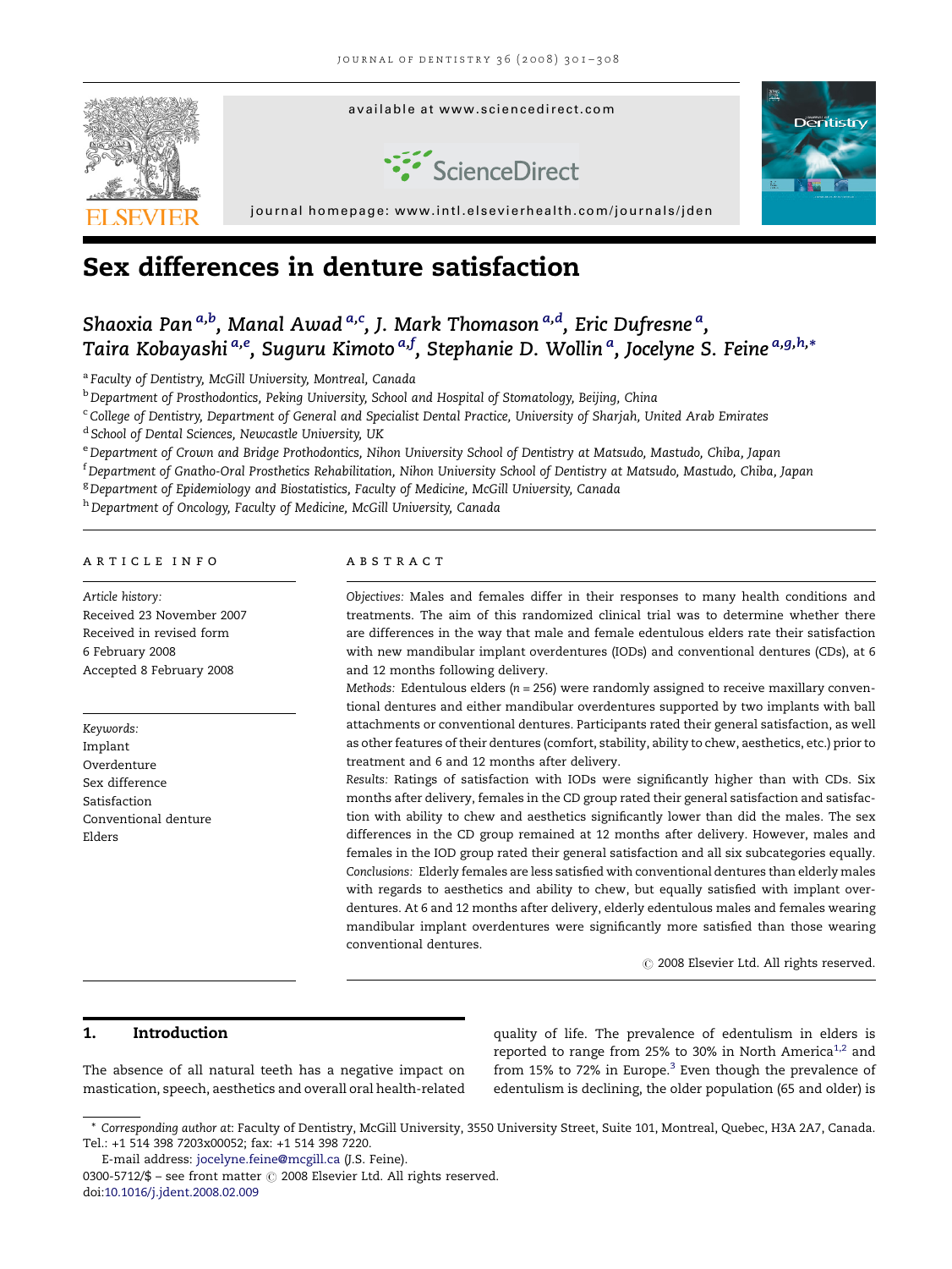# Sex differences in denture satisfaction

Shaoxia Pan [a,b], Manal Awad [a,c], J. Mark Thomason [a,d], Eric Dufresne [a], Taira Kobayashi [a,e], Suguru Kimoto [a,f], Stephanie D. Wollin [a], Jocelyne S. Feine [a,g,h,*]

[a] Faculty of Dentistry, McGill University, Montreal, Canada

[b] Department of Prosthodontics, Peking University, School and Hospital of Stomatology, Beijing, China

[c] College of Dentistry, Department of General and Specialist Dental Practice, University of Sharjah, United Arab Emirates

[d] School of Dental Sciences, Newcastle University, UK

[e] Department of Crown and Bridge Prothodontics, Nihon University School of Dentistry at Matsudo, Mastudo, Chiba, Japan

[f] Department of Gnatho-Oral Prosthetics Rehabilitation, Nihon University School of Dentistry at Matsudo, Mastudo, Chiba, Japan

[g] Department of Epidemiology and Biostatistics, Faculty of Medicine, McGill University, Canada

[h] Department of Oncology, Faculty of Medicine, McGill University, Canada

## ARTICLE INFO

*Article history:*
Received 23 November 2007
Received in revised form
6 February 2008
Accepted 8 February 2008

*Keywords:*
Implant
Overdenture
Sex difference
Satisfaction
Conventional denture
Elders

## ABSTRACT

*Objectives:* Males and females differ in their responses to many health conditions and treatments. The aim of this randomized clinical trial was to determine whether there are differences in the way that male and female edentulous elders rate their satisfaction with new mandibular implant overdentures (IODs) and conventional dentures (CDs), at 6 and 12 months following delivery.

*Methods:* Edentulous elders ($n = 256$) were randomly assigned to receive maxillary conventional dentures and either mandibular overdentures supported by two implants with ball attachments or conventional dentures. Participants rated their general satisfaction, as well as other features of their dentures (comfort, stability, ability to chew, aesthetics, etc.) prior to treatment and 6 and 12 months after delivery.

*Results:* Ratings of satisfaction with IODs were significantly higher than with CDs. Six months after delivery, females in the CD group rated their general satisfaction and satisfaction with ability to chew and aesthetics significantly lower than did the males. The sex differences in the CD group remained at 12 months after delivery. However, males and females in the IOD group rated their general satisfaction and all six subcategories equally.

*Conclusions:* Elderly females are less satisfied with conventional dentures than elderly males with regards to aesthetics and ability to chew, but equally satisfied with implant overdentures. At 6 and 12 months after delivery, elderly edentulous males and females wearing mandibular implant overdentures were significantly more satisfied than those wearing conventional dentures.

© 2008 Elsevier Ltd. All rights reserved.

## 1. Introduction

The absence of all natural teeth has a negative impact on mastication, speech, aesthetics and overall oral health-related quality of life. The prevalence of edentulism in elders is reported to range from 25% to 30% in North America[1,2] and from 15% to 72% in Europe.[3] Even though the prevalence of edentulism is declining, the older population (65 and older) is

* *Corresponding author at*: Faculty of Dentistry, McGill University, 3550 University Street, Suite 101, Montreal, Quebec, H3A 2A7, Canada. Tel.: +1 514 398 7203x00052; fax: +1 514 398 7220.
E-mail address: jocelyne.feine@mcgill.ca (J.S. Feine).
0300-5712/$ – see front matter © 2008 Elsevier Ltd. All rights reserved.
doi:10.1016/j.jdent.2008.02.009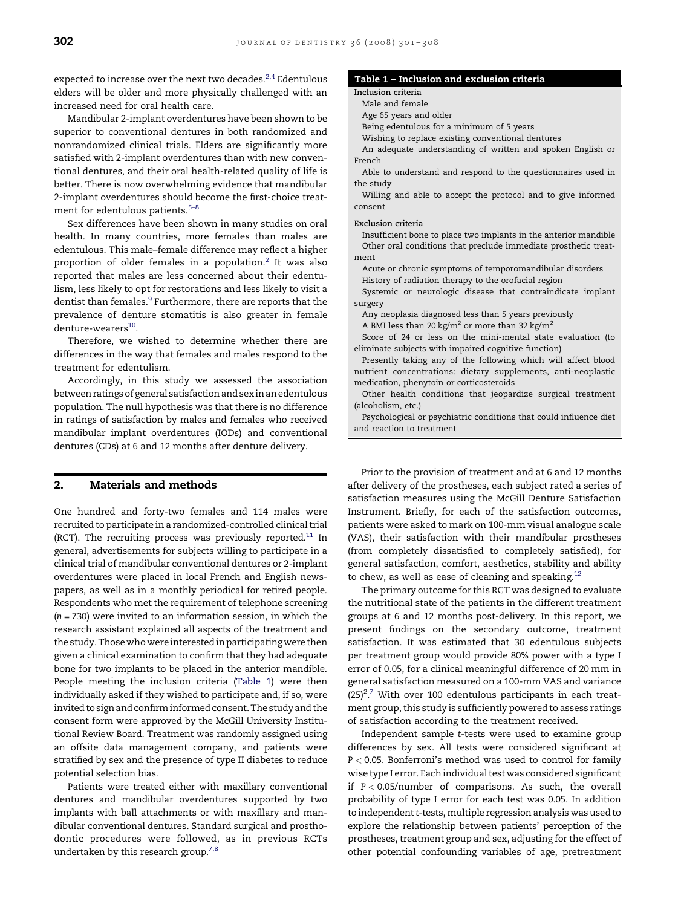expected to increase over the next two decades.[2,4] Edentulous elders will be older and more physically challenged with an increased need for oral health care.

Mandibular 2-implant overdentures have been shown to be superior to conventional dentures in both randomized and nonrandomized clinical trials. Elders are significantly more satisfied with 2-implant overdentures than with new conventional dentures, and their oral health-related quality of life is better. There is now overwhelming evidence that mandibular 2-implant overdentures should become the first-choice treatment for edentulous patients.[5–8]

Sex differences have been shown in many studies on oral health. In many countries, more females than males are edentulous. This male–female difference may reflect a higher proportion of older females in a population.[2] It was also reported that males are less concerned about their edentulism, less likely to opt for restorations and less likely to visit a dentist than females.[9] Furthermore, there are reports that the prevalence of denture stomatitis is also greater in female denture-wearers[10].

Therefore, we wished to determine whether there are differences in the way that females and males respond to the treatment for edentulism.

Accordingly, in this study we assessed the association between ratings of general satisfaction and sex in an edentulous population. The null hypothesis was that there is no difference in ratings of satisfaction by males and females who received mandibular implant overdentures (IODs) and conventional dentures (CDs) at 6 and 12 months after denture delivery.

**Table 1 – Inclusion and exclusion criteria**

**Inclusion criteria**
- Male and female
- Age 65 years and older
- Being edentulous for a minimum of 5 years
- Wishing to replace existing conventional dentures
- An adequate understanding of written and spoken English or French
- Able to understand and respond to the questionnaires used in the study
- Willing and able to accept the protocol and to give informed consent

**Exclusion criteria**
- Insufficient bone to place two implants in the anterior mandible
- Other oral conditions that preclude immediate prosthetic treatment
- Acute or chronic symptoms of temporomandibular disorders
- History of radiation therapy to the orofacial region
- Systemic or neurologic disease that contraindicate implant surgery
- Any neoplasia diagnosed less than 5 years previously
- A BMI less than 20 $kg/m^2$ or more than 32 $kg/m^2$
- Score of 24 or less on the mini-mental state evaluation (to eliminate subjects with impaired cognitive function)
- Presently taking any of the following which will affect blood nutrient concentrations: dietary supplements, anti-neoplastic medication, phenytoin or corticosteroids
- Other health conditions that jeopardize surgical treatment (alcoholism, etc.)
- Psychological or psychiatric conditions that could influence diet and reaction to treatment

## 2. Materials and methods

One hundred and forty-two females and 114 males were recruited to participate in a randomized-controlled clinical trial (RCT). The recruiting process was previously reported.[11] In general, advertisements for subjects willing to participate in a clinical trial of mandibular conventional dentures or 2-implant overdentures were placed in local French and English newspapers, as well as in a monthly periodical for retired people. Respondents who met the requirement of telephone screening ($n = 730$) were invited to an information session, in which the research assistant explained all aspects of the treatment and the study. Those who were interested in participating were then given a clinical examination to confirm that they had adequate bone for two implants to be placed in the anterior mandible. People meeting the inclusion criteria (Table 1) were then individually asked if they wished to participate and, if so, were invited to sign and confirm informed consent. The study and the consent form were approved by the McGill University Institutional Review Board. Treatment was randomly assigned using an offsite data management company, and patients were stratified by sex and the presence of type II diabetes to reduce potential selection bias.

Patients were treated either with maxillary conventional dentures and mandibular overdentures supported by two implants with ball attachments or with maxillary and mandibular conventional dentures. Standard surgical and prosthodontic procedures were followed, as in previous RCTs undertaken by this research group.[7,8]

Prior to the provision of treatment and at 6 and 12 months after delivery of the prostheses, each subject rated a series of satisfaction measures using the McGill Denture Satisfaction Instrument. Briefly, for each of the satisfaction outcomes, patients were asked to mark on 100-mm visual analogue scale (VAS), their satisfaction with their mandibular prostheses (from completely dissatisfied to completely satisfied), for general satisfaction, comfort, aesthetics, stability and ability to chew, as well as ease of cleaning and speaking.[12]

The primary outcome for this RCT was designed to evaluate the nutritional state of the patients in the different treatment groups at 6 and 12 months post-delivery. In this report, we present findings on the secondary outcome, treatment satisfaction. It was estimated that 30 edentulous subjects per treatment group would provide 80% power with a type I error of 0.05, for a clinical meaningful difference of 20 mm in general satisfaction measured on a 100-mm VAS and variance $(25)^2$.[7] With over 100 edentulous participants in each treatment group, this study is sufficiently powered to assess ratings of satisfaction according to the treatment received.

Independent sample *t*-tests were used to examine group differences by sex. All tests were considered significant at $P < 0.05$. Bonferroni's method was used to control for family wise type I error. Each individual test was considered significant if $P < 0.05$/number of comparisons. As such, the overall probability of type I error for each test was 0.05. In addition to independent *t*-tests, multiple regression analysis was used to explore the relationship between patients' perception of the prostheses, treatment group and sex, adjusting for the effect of other potential confounding variables of age, pretreatment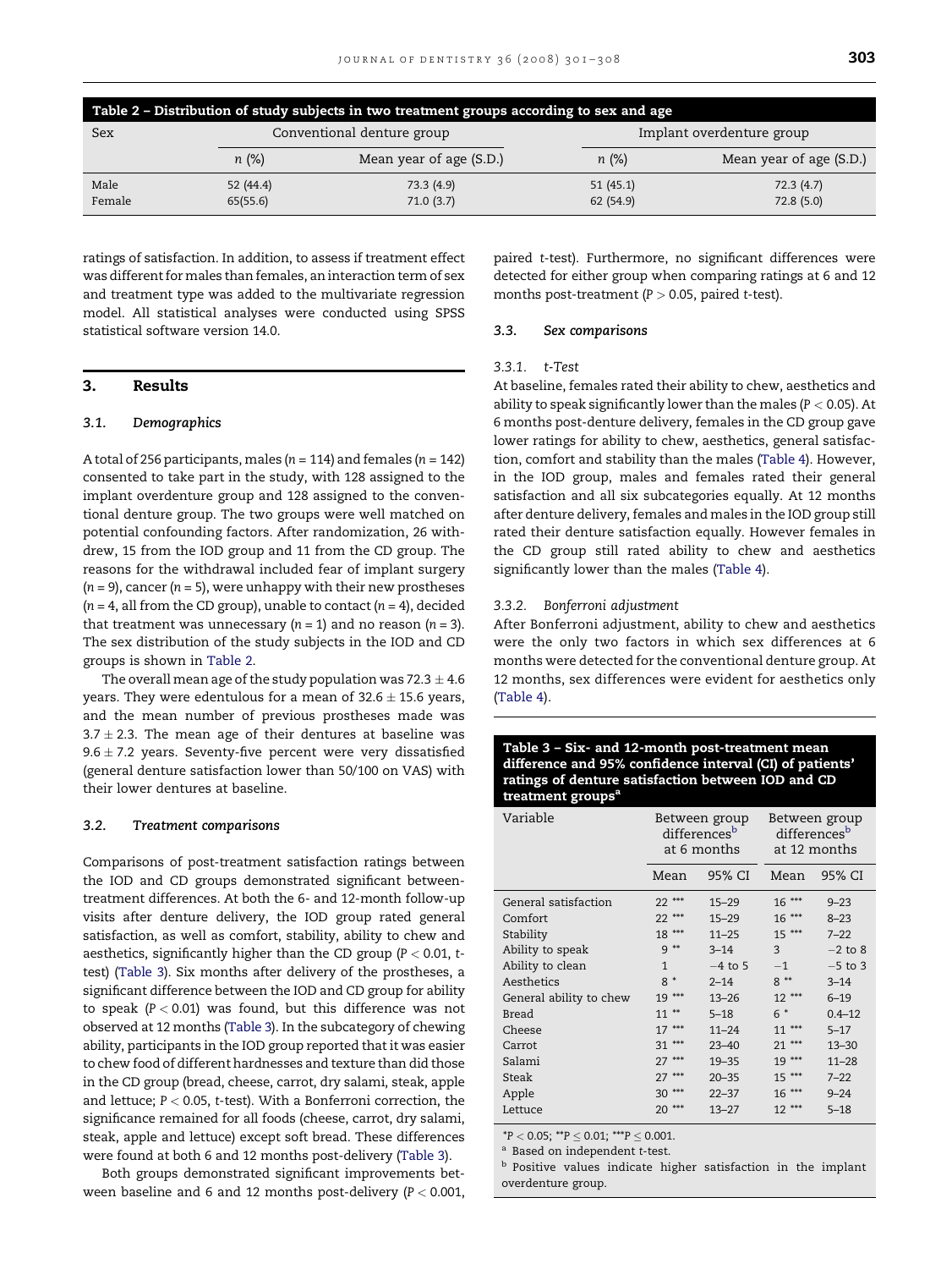**Table 2 – Distribution of study subjects in two treatment groups according to sex and age**

| Sex | Conventional denture group | | Implant overdenture group | |
|---|---|---|---|---|
| | *n* (%) | Mean year of age (S.D.) | *n* (%) | Mean year of age (S.D.) |
| Male | 52 (44.4) | 73.3 (4.9) | 51 (45.1) | 72.3 (4.7) |
| Female | 65(55.6) | 71.0 (3.7) | 62 (54.9) | 72.8 (5.0) |

ratings of satisfaction. In addition, to assess if treatment effect was different for males than females, an interaction term of sex and treatment type was added to the multivariate regression model. All statistical analyses were conducted using SPSS statistical software version 14.0.

## 3. Results

### 3.1. Demographics

A total of 256 participants, males ($n = 114$) and females ($n = 142$) consented to take part in the study, with 128 assigned to the implant overdenture group and 128 assigned to the conventional denture group. The two groups were well matched on potential confounding factors. After randomization, 26 withdrew, 15 from the IOD group and 11 from the CD group. The reasons for the withdrawal included fear of implant surgery ($n = 9$), cancer ($n = 5$), were unhappy with their new prostheses ($n = 4$, all from the CD group), unable to contact ($n = 4$), decided that treatment was unnecessary ($n = 1$) and no reason ($n = 3$). The sex distribution of the study subjects in the IOD and CD groups is shown in Table 2.

The overall mean age of the study population was $72.3 \pm 4.6$ years. They were edentulous for a mean of $32.6 \pm 15.6$ years, and the mean number of previous prostheses made was $3.7 \pm 2.3$. The mean age of their dentures at baseline was $9.6 \pm 7.2$ years. Seventy-five percent were very dissatisfied (general denture satisfaction lower than 50/100 on VAS) with their lower dentures at baseline.

### 3.2. Treatment comparisons

Comparisons of post-treatment satisfaction ratings between the IOD and CD groups demonstrated significant between-treatment differences. At both the 6- and 12-month follow-up visits after denture delivery, the IOD group rated general satisfaction, as well as comfort, stability, ability to chew and aesthetics, significantly higher than the CD group ($P < 0.01$, *t*-test) (Table 3). Six months after delivery of the prostheses, a significant difference between the IOD and CD group for ability to speak ($P < 0.01$) was found, but this difference was not observed at 12 months (Table 3). In the subcategory of chewing ability, participants in the IOD group reported that it was easier to chew food of different hardnesses and texture than did those in the CD group (bread, cheese, carrot, dry salami, steak, apple and lettuce; $P < 0.05$, *t*-test). With a Bonferroni correction, the significance remained for all foods (cheese, carrot, dry salami, steak, apple and lettuce) except soft bread. These differences were found at both 6 and 12 months post-delivery (Table 3).

Both groups demonstrated significant improvements between baseline and 6 and 12 months post-delivery ($P < 0.001$, paired *t*-test). Furthermore, no significant differences were detected for either group when comparing ratings at 6 and 12 months post-treatment ($P > 0.05$, paired *t*-test).

### 3.3. Sex comparisons

#### 3.3.1. t-Test

At baseline, females rated their ability to chew, aesthetics and ability to speak significantly lower than the males ($P < 0.05$). At 6 months post-denture delivery, females in the CD group gave lower ratings for ability to chew, aesthetics, general satisfaction, comfort and stability than the males (Table 4). However, in the IOD group, males and females rated their general satisfaction and all six subcategories equally. At 12 months after denture delivery, females and males in the IOD group still rated their denture satisfaction equally. However females in the CD group still rated ability to chew and aesthetics significantly lower than the males (Table 4).

#### 3.3.2. Bonferroni adjustment

After Bonferroni adjustment, ability to chew and aesthetics were the only two factors in which sex differences at 6 months were detected for the conventional denture group. At 12 months, sex differences were evident for aesthetics only (Table 4).

**Table 3 – Six- and 12-month post-treatment mean difference and 95% confidence interval (CI) of patients' ratings of denture satisfaction between IOD and CD treatment groups[a]**

| Variable | Between group differences[b] at 6 months | | Between group differences[b] at 12 months | |
|---|---|---|---|---|
| | Mean | 95% CI | Mean | 95% CI |
| General satisfaction | 22 *** | 15–29 | 16 *** | 9–23 |
| Comfort | 22 *** | 15–29 | 16 *** | 8–23 |
| Stability | 18 *** | 11–25 | 15 *** | 7–22 |
| Ability to speak | 9 ** | 3–14 | 3 | −2 to 8 |
| Ability to clean | 1 | −4 to 5 | −1 | −5 to 3 |
| Aesthetics | 8 * | 2–14 | 8 ** | 3–14 |
| General ability to chew | 19 *** | 13–26 | 12 *** | 6–19 |
| Bread | 11 ** | 5–18 | 6 * | 0.4–12 |
| Cheese | 17 *** | 11–24 | 11 *** | 5–17 |
| Carrot | 31 *** | 23–40 | 21 *** | 13–30 |
| Salami | 27 *** | 19–35 | 19 *** | 11–28 |
| Steak | 27 *** | 20–35 | 15 *** | 7–22 |
| Apple | 30 *** | 22–37 | 16 *** | 9–24 |
| Lettuce | 20 *** | 13–27 | 12 *** | 5–18 |

*$P < 0.05$; **$P \leq 0.01$; ***$P \leq 0.001$.

[a] Based on independent t-test.

[b] Positive values indicate higher satisfaction in the implant overdenture group.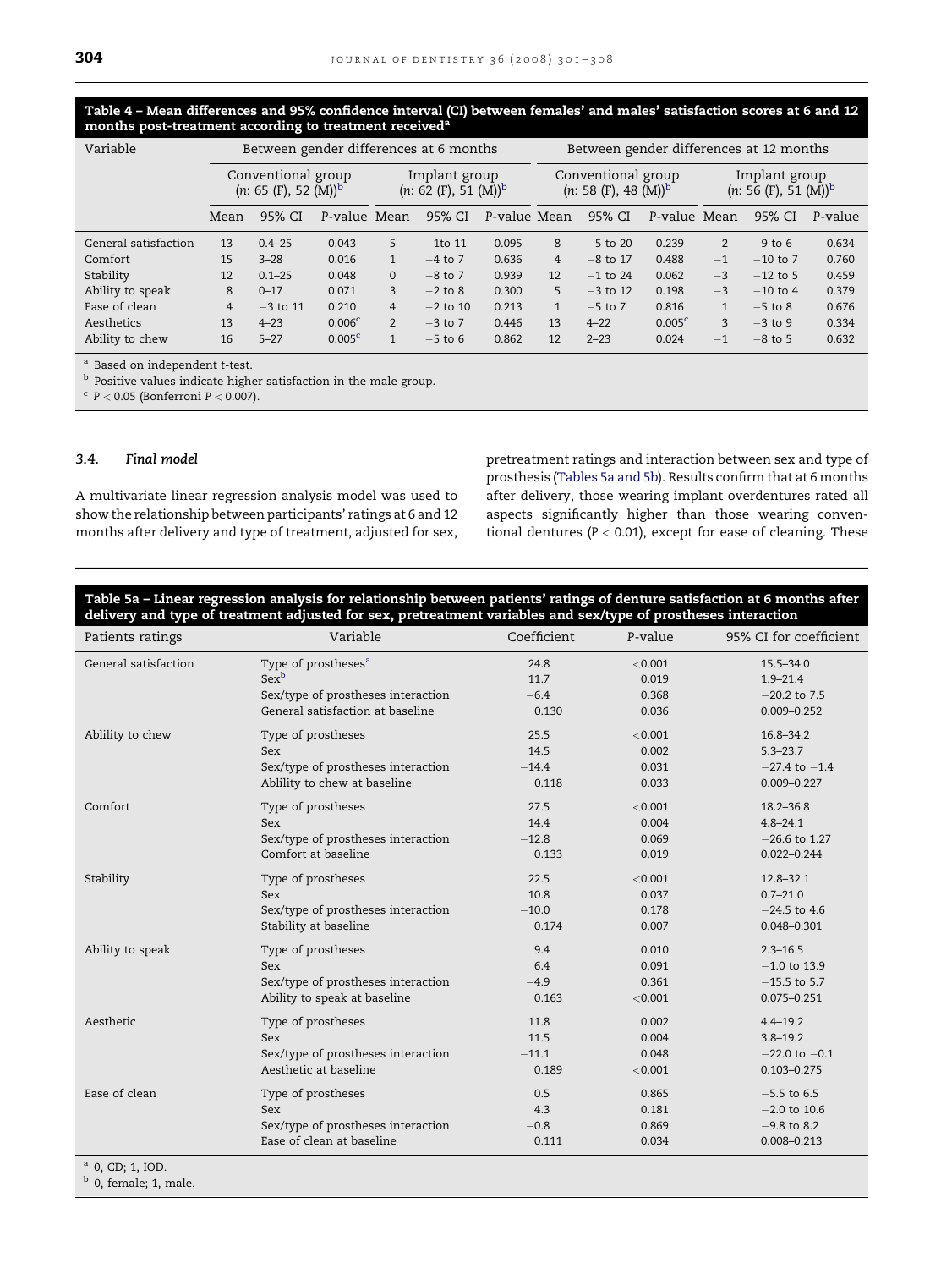**Table 4 – Mean differences and 95% confidence interval (CI) between females' and males' satisfaction scores at 6 and 12 months post-treatment according to treatment received[a]**

| Variable | Between gender differences at 6 months | | | | | | Between gender differences at 12 months | | | | | |
|---|---|---|---|---|---|---|---|---|---|---|---|---|
| | Conventional group (n: 65 (F), 52 (M))[b] | | | Implant group (n: 62 (F), 51 (M))[b] | | | Conventional group (n: 58 (F), 48 (M))[b] | | | Implant group (n: 56 (F), 51 (M))[b] | | |
| | Mean | 95% CI | P-value | Mean | 95% CI | P-value | Mean | 95% CI | P-value | Mean | 95% CI | P-value |
| General satisfaction | 13 | 0.4–25 | 0.043 | 5 | −1to 11 | 0.095 | 8 | −5 to 20 | 0.239 | −2 | −9 to 6 | 0.634 |
| Comfort | 15 | 3–28 | 0.016 | 1 | −4 to 7 | 0.636 | 4 | −8 to 17 | 0.488 | −1 | −10 to 7 | 0.760 |
| Stability | 12 | 0.1–25 | 0.048 | 0 | −8 to 7 | 0.939 | 12 | −1 to 24 | 0.062 | −3 | −12 to 5 | 0.459 |
| Ability to speak | 8 | 0–17 | 0.071 | 3 | −2 to 8 | 0.300 | 5 | −3 to 12 | 0.198 | −3 | −10 to 4 | 0.379 |
| Ease of clean | 4 | −3 to 11 | 0.210 | 4 | −2 to 10 | 0.213 | 1 | −5 to 7 | 0.816 | 1 | −5 to 8 | 0.676 |
| Aesthetics | 13 | 4–23 | 0.006[c] | 2 | −3 to 7 | 0.446 | 13 | 4–22 | 0.005[c] | 3 | −3 to 9 | 0.334 |
| Ability to chew | 16 | 5–27 | 0.005[c] | 1 | −5 to 6 | 0.862 | 12 | 2–23 | 0.024 | −1 | −8 to 5 | 0.632 |

[a] Based on independent t-test.
[b] Positive values indicate higher satisfaction in the male group.
[c] $P < 0.05$ (Bonferroni $P < 0.007$).

### 3.4. Final model

A multivariate linear regression analysis model was used to show the relationship between participants' ratings at 6 and 12 months after delivery and type of treatment, adjusted for sex, pretreatment ratings and interaction between sex and type of prosthesis (Tables 5a and 5b). Results confirm that at 6 months after delivery, those wearing implant overdentures rated all aspects significantly higher than those wearing conventional dentures ($P < 0.01$), except for ease of cleaning. These

**Table 5a – Linear regression analysis for relationship between patients' ratings of denture satisfaction at 6 months after delivery and type of treatment adjusted for sex, pretreatment variables and sex/type of prostheses interaction**

| Patients ratings | Variable | Coefficient | P-value | 95% CI for coefficient |
|---|---|---|---|---|
| General satisfaction | Type of prostheses[a] | 24.8 | <0.001 | 15.5–34.0 |
| | Sex[b] | 11.7 | 0.019 | 1.9–21.4 |
| | Sex/type of prostheses interaction | −6.4 | 0.368 | −20.2 to 7.5 |
| | General satisfaction at baseline | 0.130 | 0.036 | 0.009–0.252 |
| Ablility to chew | Type of prostheses | 25.5 | <0.001 | 16.8–34.2 |
| | Sex | 14.5 | 0.002 | 5.3–23.7 |
| | Sex/type of prostheses interaction | −14.4 | 0.031 | −27.4 to −1.4 |
| | Ablility to chew at baseline | 0.118 | 0.033 | 0.009–0.227 |
| Comfort | Type of prostheses | 27.5 | <0.001 | 18.2–36.8 |
| | Sex | 14.4 | 0.004 | 4.8–24.1 |
| | Sex/type of prostheses interaction | −12.8 | 0.069 | −26.6 to 1.27 |
| | Comfort at baseline | 0.133 | 0.019 | 0.022–0.244 |
| Stability | Type of prostheses | 22.5 | <0.001 | 12.8–32.1 |
| | Sex | 10.8 | 0.037 | 0.7–21.0 |
| | Sex/type of prostheses interaction | −10.0 | 0.178 | −24.5 to 4.6 |
| | Stability at baseline | 0.174 | 0.007 | 0.048–0.301 |
| Ability to speak | Type of prostheses | 9.4 | 0.010 | 2.3–16.5 |
| | Sex | 6.4 | 0.091 | −1.0 to 13.9 |
| | Sex/type of prostheses interaction | −4.9 | 0.361 | −15.5 to 5.7 |
| | Ability to speak at baseline | 0.163 | <0.001 | 0.075–0.251 |
| Aesthetic | Type of prostheses | 11.8 | 0.002 | 4.4–19.2 |
| | Sex | 11.5 | 0.004 | 3.8–19.2 |
| | Sex/type of prostheses interaction | −11.1 | 0.048 | −22.0 to −0.1 |
| | Aesthetic at baseline | 0.189 | <0.001 | 0.103–0.275 |
| Ease of clean | Type of prostheses | 0.5 | 0.865 | −5.5 to 6.5 |
| | Sex | 4.3 | 0.181 | −2.0 to 10.6 |
| | Sex/type of prostheses interaction | −0.8 | 0.869 | −9.8 to 8.2 |
| | Ease of clean at baseline | 0.111 | 0.034 | 0.008–0.213 |

[a] 0, CD; 1, IOD.
[b] 0, female; 1, male.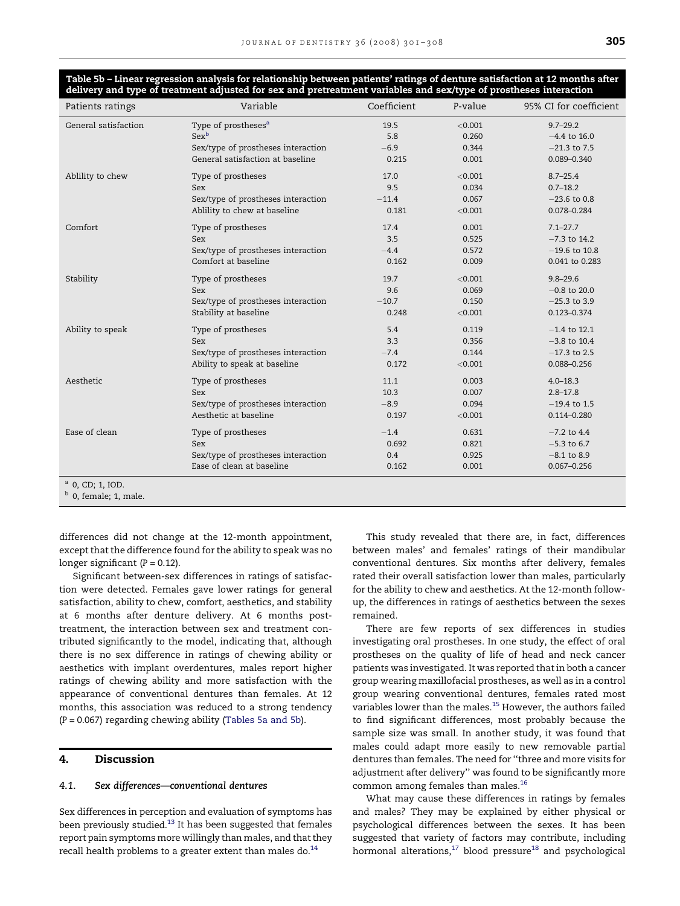**Table 5b – Linear regression analysis for relationship between patients' ratings of denture satisfaction at 12 months after delivery and type of treatment adjusted for sex and pretreatment variables and sex/type of prostheses interaction**

| Patients ratings | Variable | Coefficient | P-value | 95% CI for coefficient |
|---|---|---|---|---|
| General satisfaction | Type of prostheses[a] | 19.5 | <0.001 | 9.7–29.2 |
| | Sex[b] | 5.8 | 0.260 | −4.4 to 16.0 |
| | Sex/type of prostheses interaction | −6.9 | 0.344 | −21.3 to 7.5 |
| | General satisfaction at baseline | 0.215 | 0.001 | 0.089–0.340 |
| Ablility to chew | Type of prostheses | 17.0 | <0.001 | 8.7–25.4 |
| | Sex | 9.5 | 0.034 | 0.7–18.2 |
| | Sex/type of prostheses interaction | −11.4 | 0.067 | −23.6 to 0.8 |
| | Ablility to chew at baseline | 0.181 | <0.001 | 0.078–0.284 |
| Comfort | Type of prostheses | 17.4 | 0.001 | 7.1–27.7 |
| | Sex | 3.5 | 0.525 | −7.3 to 14.2 |
| | Sex/type of prostheses interaction | −4.4 | 0.572 | −19.6 to 10.8 |
| | Comfort at baseline | 0.162 | 0.009 | 0.041 to 0.283 |
| Stability | Type of prostheses | 19.7 | <0.001 | 9.8–29.6 |
| | Sex | 9.6 | 0.069 | −0.8 to 20.0 |
| | Sex/type of prostheses interaction | −10.7 | 0.150 | −25.3 to 3.9 |
| | Stability at baseline | 0.248 | <0.001 | 0.123–0.374 |
| Ability to speak | Type of prostheses | 5.4 | 0.119 | −1.4 to 12.1 |
| | Sex | 3.3 | 0.356 | −3.8 to 10.4 |
| | Sex/type of prostheses interaction | −7.4 | 0.144 | −17.3 to 2.5 |
| | Ability to speak at baseline | 0.172 | <0.001 | 0.088–0.256 |
| Aesthetic | Type of prostheses | 11.1 | 0.003 | 4.0–18.3 |
| | Sex | 10.3 | 0.007 | 2.8–17.8 |
| | Sex/type of prostheses interaction | −8.9 | 0.094 | −19.4 to 1.5 |
| | Aesthetic at baseline | 0.197 | <0.001 | 0.114–0.280 |
| Ease of clean | Type of prostheses | −1.4 | 0.631 | −7.2 to 4.4 |
| | Sex | 0.692 | 0.821 | −5.3 to 6.7 |
| | Sex/type of prostheses interaction | 0.4 | 0.925 | −8.1 to 8.9 |
| | Ease of clean at baseline | 0.162 | 0.001 | 0.067–0.256 |

[a] 0, CD; 1, IOD.
[b] 0, female; 1, male.

differences did not change at the 12-month appointment, except that the difference found for the ability to speak was no longer significant ($P = 0.12$).

Significant between-sex differences in ratings of satisfaction were detected. Females gave lower ratings for general satisfaction, ability to chew, comfort, aesthetics, and stability at 6 months after denture delivery. At 6 months post-treatment, the interaction between sex and treatment contributed significantly to the model, indicating that, although there is no sex difference in ratings of chewing ability or aesthetics with implant overdentures, males report higher ratings of chewing ability and more satisfaction with the appearance of conventional dentures than females. At 12 months, this association was reduced to a strong tendency ($P = 0.067$) regarding chewing ability (Tables 5a and 5b).

## 4. Discussion

### 4.1. Sex differences—conventional dentures

Sex differences in perception and evaluation of symptoms has been previously studied.[13] It has been suggested that females report pain symptoms more willingly than males, and that they recall health problems to a greater extent than males do.[14]

This study revealed that there are, in fact, differences between males' and females' ratings of their mandibular conventional dentures. Six months after delivery, females rated their overall satisfaction lower than males, particularly for the ability to chew and aesthetics. At the 12-month follow-up, the differences in ratings of aesthetics between the sexes remained.

There are few reports of sex differences in studies investigating oral prostheses. In one study, the effect of oral prostheses on the quality of life of head and neck cancer patients was investigated. It was reported that in both a cancer group wearing maxillofacial prostheses, as well as in a control group wearing conventional dentures, females rated most variables lower than the males.[15] However, the authors failed to find significant differences, most probably because the sample size was small. In another study, it was found that males could adapt more easily to new removable partial dentures than females. The need for "three and more visits for adjustment after delivery" was found to be significantly more common among females than males.[16]

What may cause these differences in ratings by females and males? They may be explained by either physical or psychological differences between the sexes. It has been suggested that variety of factors may contribute, including hormonal alterations,[17] blood pressure[18] and psychological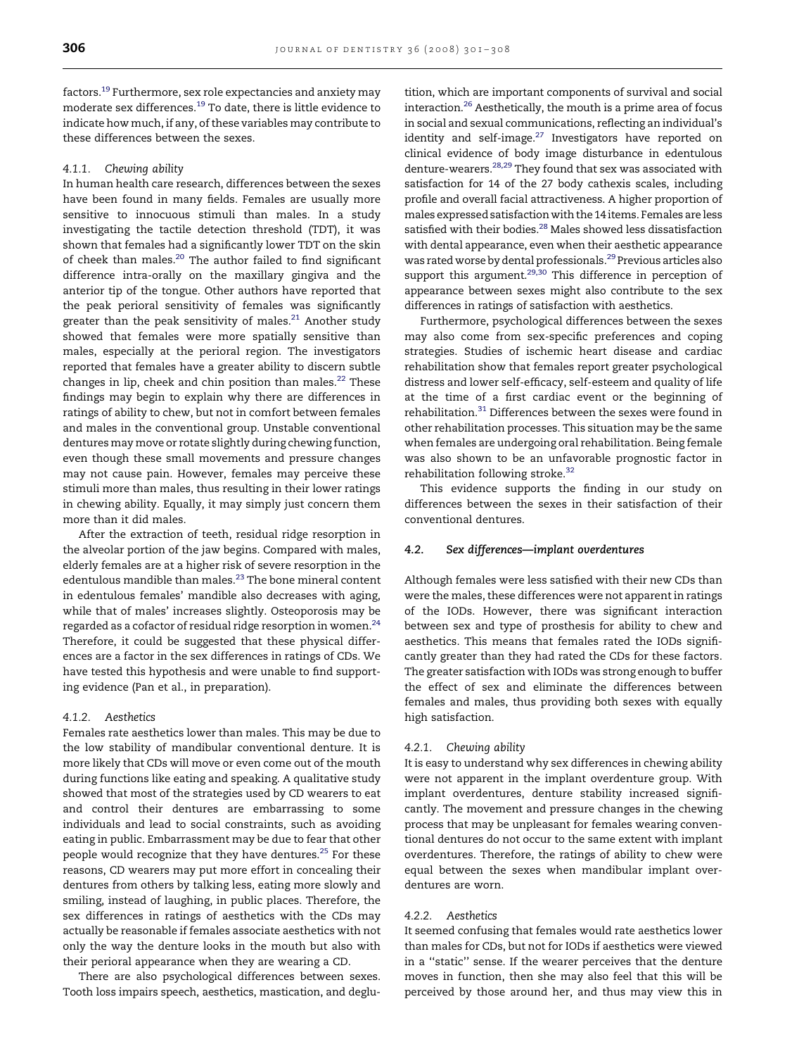factors.[19] Furthermore, sex role expectancies and anxiety may moderate sex differences.[19] To date, there is little evidence to indicate how much, if any, of these variables may contribute to these differences between the sexes.

#### 4.1.1. Chewing ability

In human health care research, differences between the sexes have been found in many fields. Females are usually more sensitive to innocuous stimuli than males. In a study investigating the tactile detection threshold (TDT), it was shown that females had a significantly lower TDT on the skin of cheek than males.[20] The author failed to find significant difference intra-orally on the maxillary gingiva and the anterior tip of the tongue. Other authors have reported that the peak perioral sensitivity of females was significantly greater than the peak sensitivity of males.[21] Another study showed that females were more spatially sensitive than males, especially at the perioral region. The investigators reported that females have a greater ability to discern subtle changes in lip, cheek and chin position than males.[22] These findings may begin to explain why there are differences in ratings of ability to chew, but not in comfort between females and males in the conventional group. Unstable conventional dentures may move or rotate slightly during chewing function, even though these small movements and pressure changes may not cause pain. However, females may perceive these stimuli more than males, thus resulting in their lower ratings in chewing ability. Equally, it may simply just concern them more than it did males.

After the extraction of teeth, residual ridge resorption in the alveolar portion of the jaw begins. Compared with males, elderly females are at a higher risk of severe resorption in the edentulous mandible than males.[23] The bone mineral content in edentulous females' mandible also decreases with aging, while that of males' increases slightly. Osteoporosis may be regarded as a cofactor of residual ridge resorption in women.[24] Therefore, it could be suggested that these physical differences are a factor in the sex differences in ratings of CDs. We have tested this hypothesis and were unable to find supporting evidence (Pan et al., in preparation).

#### 4.1.2. Aesthetics

Females rate aesthetics lower than males. This may be due to the low stability of mandibular conventional denture. It is more likely that CDs will move or even come out of the mouth during functions like eating and speaking. A qualitative study showed that most of the strategies used by CD wearers to eat and control their dentures are embarrassing to some individuals and lead to social constraints, such as avoiding eating in public. Embarrassment may be due to fear that other people would recognize that they have dentures.[25] For these reasons, CD wearers may put more effort in concealing their dentures from others by talking less, eating more slowly and smiling, instead of laughing, in public places. Therefore, the sex differences in ratings of aesthetics with the CDs may actually be reasonable if females associate aesthetics with not only the way the denture looks in the mouth but also with their perioral appearance when they are wearing a CD.

There are also psychological differences between sexes. Tooth loss impairs speech, aesthetics, mastication, and deglutition, which are important components of survival and social interaction.[26] Aesthetically, the mouth is a prime area of focus in social and sexual communications, reflecting an individual's identity and self-image.[27] Investigators have reported on clinical evidence of body image disturbance in edentulous denture-wearers.[28,29] They found that sex was associated with satisfaction for 14 of the 27 body cathexis scales, including profile and overall facial attractiveness. A higher proportion of males expressed satisfaction with the 14 items. Females are less satisfied with their bodies.[28] Males showed less dissatisfaction with dental appearance, even when their aesthetic appearance was rated worse by dental professionals.[29] Previous articles also support this argument.[29,30] This difference in perception of appearance between sexes might also contribute to the sex differences in ratings of satisfaction with aesthetics.

Furthermore, psychological differences between the sexes may also come from sex-specific preferences and coping strategies. Studies of ischemic heart disease and cardiac rehabilitation show that females report greater psychological distress and lower self-efficacy, self-esteem and quality of life at the time of a first cardiac event or the beginning of rehabilitation.[31] Differences between the sexes were found in other rehabilitation processes. This situation may be the same when females are undergoing oral rehabilitation. Being female was also shown to be an unfavorable prognostic factor in rehabilitation following stroke.[32]

This evidence supports the finding in our study on differences between the sexes in their satisfaction of their conventional dentures.

### 4.2. Sex differences—implant overdentures

Although females were less satisfied with their new CDs than were the males, these differences were not apparent in ratings of the IODs. However, there was significant interaction between sex and type of prosthesis for ability to chew and aesthetics. This means that females rated the IODs significantly greater than they had rated the CDs for these factors. The greater satisfaction with IODs was strong enough to buffer the effect of sex and eliminate the differences between females and males, thus providing both sexes with equally high satisfaction.

#### 4.2.1. Chewing ability

It is easy to understand why sex differences in chewing ability were not apparent in the implant overdenture group. With implant overdentures, denture stability increased significantly. The movement and pressure changes in the chewing process that may be unpleasant for females wearing conventional dentures do not occur to the same extent with implant overdentures. Therefore, the ratings of ability to chew were equal between the sexes when mandibular implant overdentures are worn.

#### 4.2.2. Aesthetics

It seemed confusing that females would rate aesthetics lower than males for CDs, but not for IODs if aesthetics were viewed in a ''static'' sense. If the wearer perceives that the denture moves in function, then she may also feel that this will be perceived by those around her, and thus may view this in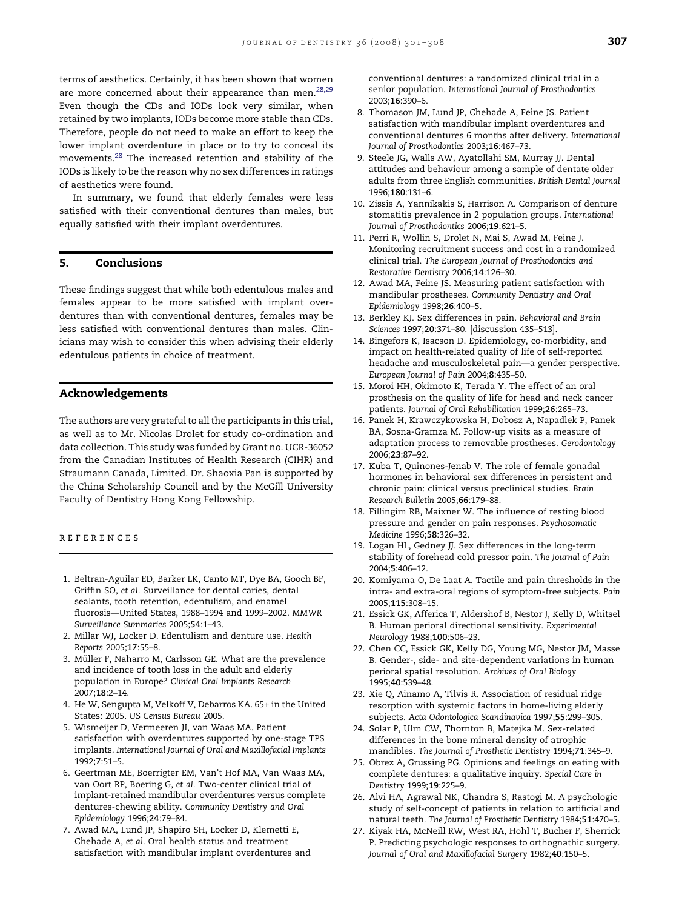terms of aesthetics. Certainly, it has been shown that women are more concerned about their appearance than men.[28,29] Even though the CDs and IODs look very similar, when retained by two implants, IODs become more stable than CDs. Therefore, people do not need to make an effort to keep the lower implant overdenture in place or to try to conceal its movements.[28] The increased retention and stability of the IODs is likely to be the reason why no sex differences in ratings of aesthetics were found.

In summary, we found that elderly females were less satisfied with their conventional dentures than males, but equally satisfied with their implant overdentures.

## 5. Conclusions

These findings suggest that while both edentulous males and females appear to be more satisfied with implant overdentures than with conventional dentures, females may be less satisfied with conventional dentures than males. Clinicians may wish to consider this when advising their elderly edentulous patients in choice of treatment.

## Acknowledgements

The authors are very grateful to all the participants in this trial, as well as to Mr. Nicolas Drolet for study co-ordination and data collection. This study was funded by Grant no. UCR-36052 from the Canadian Institutes of Health Research (CIHR) and Straumann Canada, Limited. Dr. Shaoxia Pan is supported by the China Scholarship Council and by the McGill University Faculty of Dentistry Hong Kong Fellowship.

## References

1. Beltran-Aguilar ED, Barker LK, Canto MT, Dye BA, Gooch BF, Griffin SO, *et al.* Surveillance for dental caries, dental sealants, tooth retention, edentulism, and enamel fluorosis—United States, 1988–1994 and 1999–2002. *MMWR Surveillance Summaries* 2005;**54**:1–43.
2. Millar WJ, Locker D. Edentulism and denture use. *Health Reports* 2005;**17**:55–8.
3. Müller F, Naharro M, Carlsson GE. What are the prevalence and incidence of tooth loss in the adult and elderly population in Europe? *Clinical Oral Implants Research* 2007;**18**:2–14.
4. He W, Sengupta M, Velkoff V, Debarros KA. 65+ in the United States: 2005. *US Census Bureau* 2005.
5. Wismeijer D, Vermeeren JI, van Waas MA. Patient satisfaction with overdentures supported by one-stage TPS implants. *International Journal of Oral and Maxillofacial Implants* 1992;**7**:51–5.
6. Geertman ME, Boerrigter EM, Van't Hof MA, Van Waas MA, van Oort RP, Boering G, *et al.* Two-center clinical trial of implant-retained mandibular overdentures versus complete dentures-chewing ability. *Community Dentistry and Oral Epidemiology* 1996;**24**:79–84.
7. Awad MA, Lund JP, Shapiro SH, Locker D, Klemetti E, Chehade A, *et al.* Oral health status and treatment satisfaction with mandibular implant overdentures and conventional dentures: a randomized clinical trial in a senior population. *International Journal of Prosthodontics* 2003;**16**:390–6.
8. Thomason JM, Lund JP, Chehade A, Feine JS. Patient satisfaction with mandibular implant overdentures and conventional dentures 6 months after delivery. *International Journal of Prosthodontics* 2003;**16**:467–73.
9. Steele JG, Walls AW, Ayatollahi SM, Murray JJ. Dental attitudes and behaviour among a sample of dentate older adults from three English communities. *British Dental Journal* 1996;**180**:131–6.
10. Zissis A, Yannikakis S, Harrison A. Comparison of denture stomatitis prevalence in 2 population groups. *International Journal of Prosthodontics* 2006;**19**:621–5.
11. Perri R, Wollin S, Drolet N, Mai S, Awad M, Feine J. Monitoring recruitment success and cost in a randomized clinical trial. *The European Journal of Prosthodontics and Restorative Dentistry* 2006;**14**:126–30.
12. Awad MA, Feine JS. Measuring patient satisfaction with mandibular prostheses. *Community Dentistry and Oral Epidemiology* 1998;**26**:400–5.
13. Berkley KJ. Sex differences in pain. *Behavioral and Brain Sciences* 1997;**20**:371–80. [discussion 435–513].
14. Bingefors K, Isacson D. Epidemiology, co-morbidity, and impact on health-related quality of life of self-reported headache and musculoskeletal pain—a gender perspective. *European Journal of Pain* 2004;**8**:435–50.
15. Moroi HH, Okimoto K, Terada Y. The effect of an oral prosthesis on the quality of life for head and neck cancer patients. *Journal of Oral Rehabilitation* 1999;**26**:265–73.
16. Panek H, Krawczykowska H, Dobosz A, Napadlek P, Panek BA, Sosna-Gramza M. Follow-up visits as a measure of adaptation process to removable prostheses. *Gerodontology* 2006;**23**:87–92.
17. Kuba T, Quinones-Jenab V. The role of female gonadal hormones in behavioral sex differences in persistent and chronic pain: clinical versus preclinical studies. *Brain Research Bulletin* 2005;**66**:179–88.
18. Fillingim RB, Maixner W. The influence of resting blood pressure and gender on pain responses. *Psychosomatic Medicine* 1996;**58**:326–32.
19. Logan HL, Gedney JJ. Sex differences in the long-term stability of forehead cold pressor pain. *The Journal of Pain* 2004;**5**:406–12.
20. Komiyama O, De Laat A. Tactile and pain thresholds in the intra- and extra-oral regions of symptom-free subjects. *Pain* 2005;**115**:308–15.
21. Essick GK, Afferica T, Aldershof B, Nestor J, Kelly D, Whitsel B. Human perioral directional sensitivity. *Experimental Neurology* 1988;**100**:506–23.
22. Chen CC, Essick GK, Kelly DG, Young MG, Nestor JM, Masse B. Gender-, side- and site-dependent variations in human perioral spatial resolution. *Archives of Oral Biology* 1995;**40**:539–48.
23. Xie Q, Ainamo A, Tilvis R. Association of residual ridge resorption with systemic factors in home-living elderly subjects. *Acta Odontologica Scandinavica* 1997;**55**:299–305.
24. Solar P, Ulm CW, Thornton B, Matejka M. Sex-related differences in the bone mineral density of atrophic mandibles. *The Journal of Prosthetic Dentistry* 1994;**71**:345–9.
25. Obrez A, Grussing PG. Opinions and feelings on eating with complete dentures: a qualitative inquiry. *Special Care in Dentistry* 1999;**19**:225–9.
26. Alvi HA, Agrawal NK, Chandra S, Rastogi M. A psychologic study of self-concept of patients in relation to artificial and natural teeth. *The Journal of Prosthetic Dentistry* 1984;**51**:470–5.
27. Kiyak HA, McNeill RW, West RA, Hohl T, Bucher F, Sherrick P. Predicting psychologic responses to orthognathic surgery. *Journal of Oral and Maxillofacial Surgery* 1982;**40**:150–5.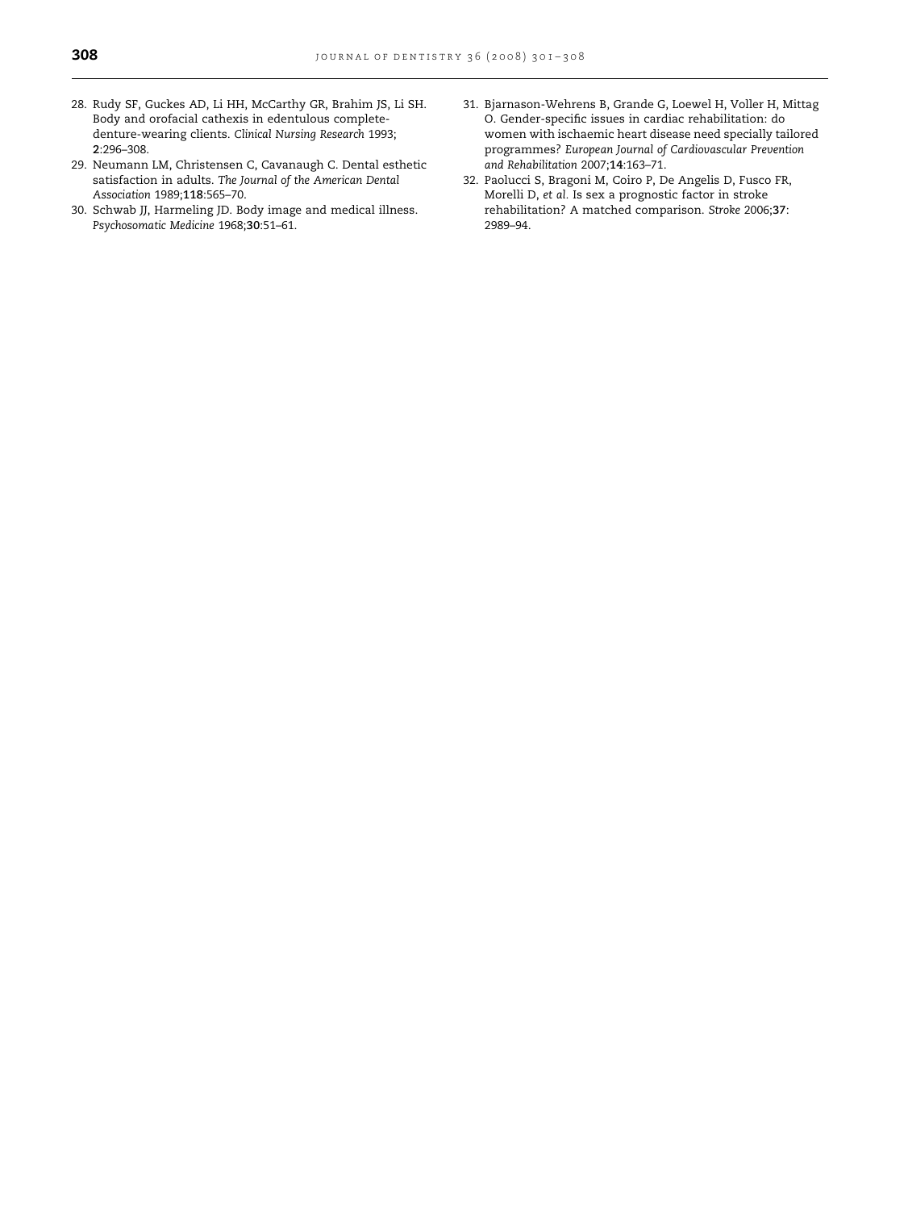28. Rudy SF, Guckes AD, Li HH, McCarthy GR, Brahim JS, Li SH. Body and orofacial cathexis in edentulous complete-denture-wearing clients. *Clinical Nursing Research* 1993; **2**:296–308.
29. Neumann LM, Christensen C, Cavanaugh C. Dental esthetic satisfaction in adults. *The Journal of the American Dental Association* 1989;**118**:565–70.
30. Schwab JJ, Harmeling JD. Body image and medical illness. *Psychosomatic Medicine* 1968;**30**:51–61.
31. Bjarnason-Wehrens B, Grande G, Loewel H, Voller H, Mittag O. Gender-specific issues in cardiac rehabilitation: do women with ischaemic heart disease need specially tailored programmes? *European Journal of Cardiovascular Prevention and Rehabilitation* 2007;**14**:163–71.
32. Paolucci S, Bragoni M, Coiro P, De Angelis D, Fusco FR, Morelli D, *et al.* Is sex a prognostic factor in stroke rehabilitation? A matched comparison. *Stroke* 2006;**37**: 2989–94.